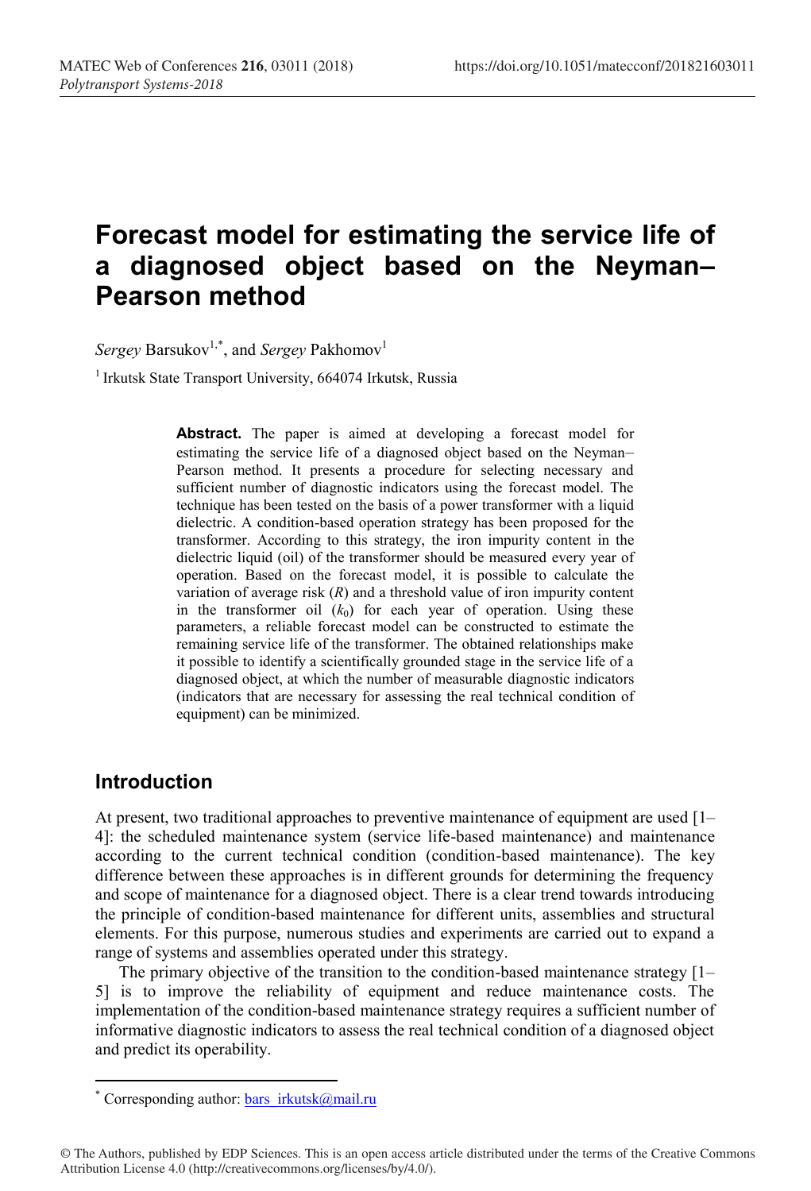# Forecast model for estimating the service life of a diagnosed object based on the Neyman–Pearson method

*Sergey* Barsukov[1,*], and *Sergey* Pakhomov[1]

[1] Irkutsk State Transport University, 664074 Irkutsk, Russia

**Abstract.** The paper is aimed at developing a forecast model for estimating the service life of a diagnosed object based on the Neyman–Pearson method. It presents a procedure for selecting necessary and sufficient number of diagnostic indicators using the forecast model. The technique has been tested on the basis of a power transformer with a liquid dielectric. A condition-based operation strategy has been proposed for the transformer. According to this strategy, the iron impurity content in the dielectric liquid (oil) of the transformer should be measured every year of operation. Based on the forecast model, it is possible to calculate the variation of average risk ($R$) and a threshold value of iron impurity content in the transformer oil ($k_0$) for each year of operation. Using these parameters, a reliable forecast model can be constructed to estimate the remaining service life of the transformer. The obtained relationships make it possible to identify a scientifically grounded stage in the service life of a diagnosed object, at which the number of measurable diagnostic indicators (indicators that are necessary for assessing the real technical condition of equipment) can be minimized.

## Introduction

At present, two traditional approaches to preventive maintenance of equipment are used [1–4]: the scheduled maintenance system (service life-based maintenance) and maintenance according to the current technical condition (condition-based maintenance). The key difference between these approaches is in different grounds for determining the frequency and scope of maintenance for a diagnosed object. There is a clear trend towards introducing the principle of condition-based maintenance for different units, assemblies and structural elements. For this purpose, numerous studies and experiments are carried out to expand a range of systems and assemblies operated under this strategy.

The primary objective of the transition to the condition-based maintenance strategy [1–5] is to improve the reliability of equipment and reduce maintenance costs. The implementation of the condition-based maintenance strategy requires a sufficient number of informative diagnostic indicators to assess the real technical condition of a diagnosed object and predict its operability.

[*] Corresponding author: bars_irkutsk@mail.ru

© The Authors, published by EDP Sciences. This is an open access article distributed under the terms of the Creative Commons Attribution License 4.0 (http://creativecommons.org/licenses/by/4.0/).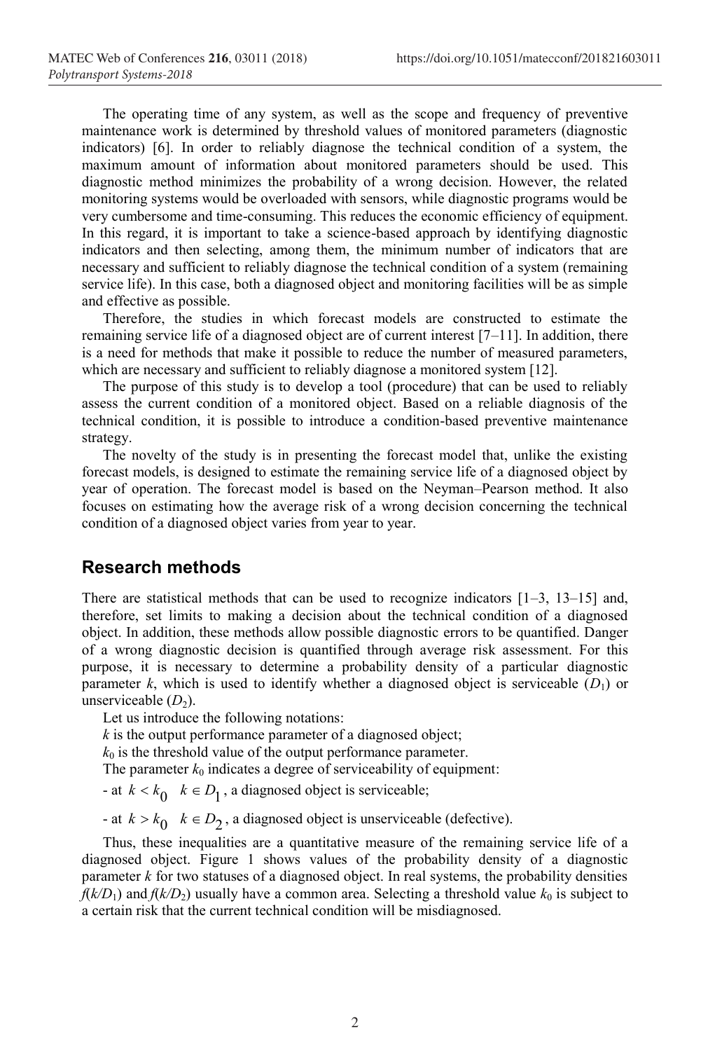The operating time of any system, as well as the scope and frequency of preventive maintenance work is determined by threshold values of monitored parameters (diagnostic indicators) [6]. In order to reliably diagnose the technical condition of a system, the maximum amount of information about monitored parameters should be used. This diagnostic method minimizes the probability of a wrong decision. However, the related monitoring systems would be overloaded with sensors, while diagnostic programs would be very cumbersome and time-consuming. This reduces the economic efficiency of equipment. In this regard, it is important to take a science-based approach by identifying diagnostic indicators and then selecting, among them, the minimum number of indicators that are necessary and sufficient to reliably diagnose the technical condition of a system (remaining service life). In this case, both a diagnosed object and monitoring facilities will be as simple and effective as possible.

Therefore, the studies in which forecast models are constructed to estimate the remaining service life of a diagnosed object are of current interest [7–11]. In addition, there is a need for methods that make it possible to reduce the number of measured parameters, which are necessary and sufficient to reliably diagnose a monitored system [12].

The purpose of this study is to develop a tool (procedure) that can be used to reliably assess the current condition of a monitored object. Based on a reliable diagnosis of the technical condition, it is possible to introduce a condition-based preventive maintenance strategy.

The novelty of the study is in presenting the forecast model that, unlike the existing forecast models, is designed to estimate the remaining service life of a diagnosed object by year of operation. The forecast model is based on the Neyman–Pearson method. It also focuses on estimating how the average risk of a wrong decision concerning the technical condition of a diagnosed object varies from year to year.

## Research methods

There are statistical methods that can be used to recognize indicators [1–3, 13–15] and, therefore, set limits to making a decision about the technical condition of a diagnosed object. In addition, these methods allow possible diagnostic errors to be quantified. Danger of a wrong diagnostic decision is quantified through average risk assessment. For this purpose, it is necessary to determine a probability density of a particular diagnostic parameter $k$, which is used to identify whether a diagnosed object is serviceable ($D_1$) or unserviceable ($D_2$).

Let us introduce the following notations:

$k$ is the output performance parameter of a diagnosed object;

$k_0$ is the threshold value of the output performance parameter.

The parameter $k_0$ indicates a degree of serviceability of equipment:

- at $k < k_0 \quad k \in D_1$, a diagnosed object is serviceable;
- at $k > k_0 \quad k \in D_2$, a diagnosed object is unserviceable (defective).

Thus, these inequalities are a quantitative measure of the remaining service life of a diagnosed object. Figure 1 shows values of the probability density of a diagnostic parameter $k$ for two statuses of a diagnosed object. In real systems, the probability densities $f(k/D_1)$ and $f(k/D_2)$ usually have a common area. Selecting a threshold value $k_0$ is subject to a certain risk that the current technical condition will be misdiagnosed.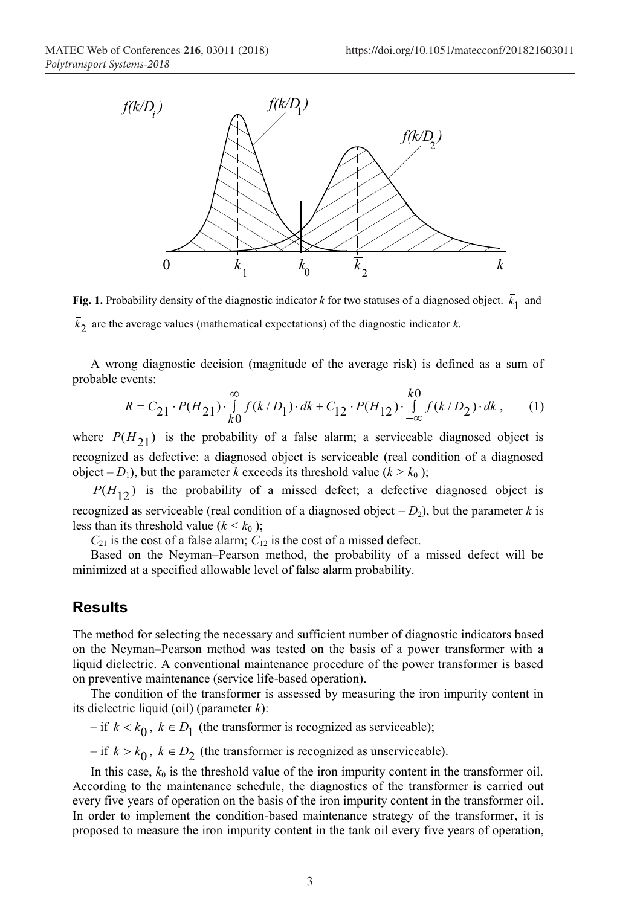**Fig. 1.** Probability density of the diagnostic indicator $k$ for two statuses of a diagnosed object. $\bar{k}_1$ and $\bar{k}_2$ are the average values (mathematical expectations) of the diagnostic indicator $k$.

A wrong diagnostic decision (magnitude of the average risk) is defined as a sum of probable events:

$$R = C_{21} \cdot P(H_{21}) \cdot \int_{k0}^{\infty} f(k / D_1) \cdot dk + C_{12} \cdot P(H_{12}) \cdot \int_{-\infty}^{k0} f(k / D_2) \cdot dk\,, \qquad (1)$$

where $P(H_{21})$ is the probability of a false alarm; a serviceable diagnosed object is recognized as defective: a diagnosed object is serviceable (real condition of a diagnosed object – $D_1$), but the parameter $k$ exceeds its threshold value ($k > k_0$);

$P(H_{12})$ is the probability of a missed defect; a defective diagnosed object is recognized as serviceable (real condition of a diagnosed object – $D_2$), but the parameter $k$ is less than its threshold value ($k < k_0$);

$C_{21}$ is the cost of a false alarm; $C_{12}$ is the cost of a missed defect.

Based on the Neyman–Pearson method, the probability of a missed defect will be minimized at a specified allowable level of false alarm probability.

## Results

The method for selecting the necessary and sufficient number of diagnostic indicators based on the Neyman–Pearson method was tested on the basis of a power transformer with a liquid dielectric. A conventional maintenance procedure of the power transformer is based on preventive maintenance (service life-based operation).

The condition of the transformer is assessed by measuring the iron impurity content in its dielectric liquid (oil) (parameter $k$):

– if $k < k_0$, $k \in D_1$ (the transformer is recognized as serviceable);

– if $k > k_0$, $k \in D_2$ (the transformer is recognized as unserviceable).

In this case, $k_0$ is the threshold value of the iron impurity content in the transformer oil. According to the maintenance schedule, the diagnostics of the transformer is carried out every five years of operation on the basis of the iron impurity content in the transformer oil. In order to implement the condition-based maintenance strategy of the transformer, it is proposed to measure the iron impurity content in the tank oil every five years of operation,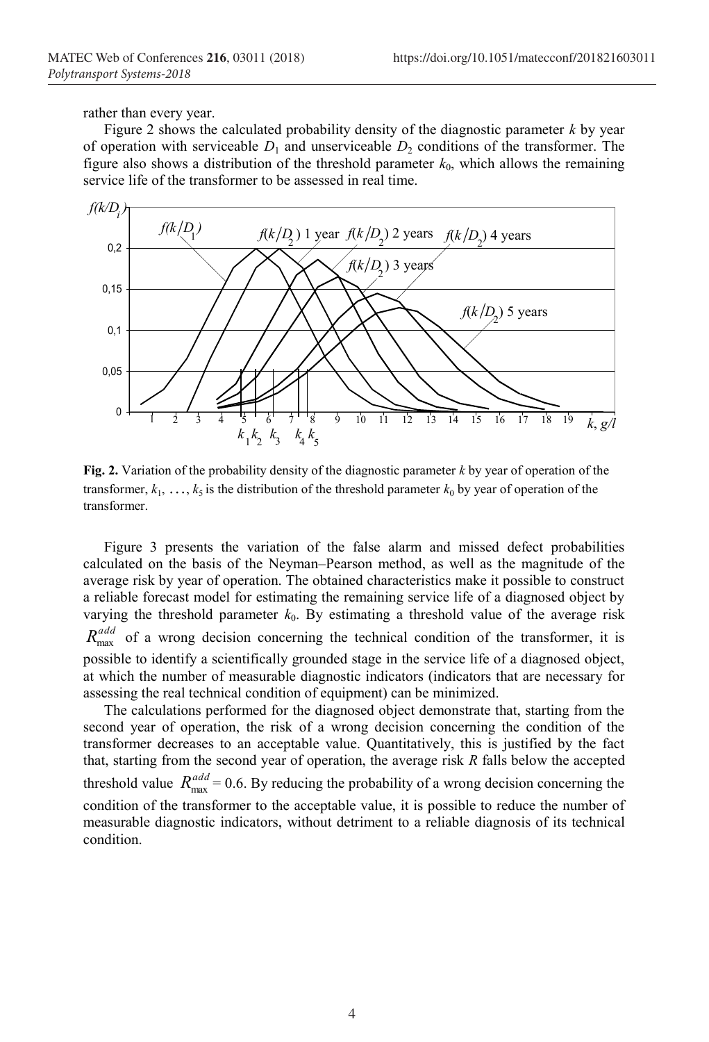rather than every year.

Figure 2 shows the calculated probability density of the diagnostic parameter $k$ by year of operation with serviceable $D_1$ and unserviceable $D_2$ conditions of the transformer. The figure also shows a distribution of the threshold parameter $k_0$, which allows the remaining service life of the transformer to be assessed in real time.

**Fig. 2.** Variation of the probability density of the diagnostic parameter $k$ by year of operation of the transformer, $k_1, \ldots, k_5$ is the distribution of the threshold parameter $k_0$ by year of operation of the transformer.

Figure 3 presents the variation of the false alarm and missed defect probabilities calculated on the basis of the Neyman–Pearson method, as well as the magnitude of the average risk by year of operation. The obtained characteristics make it possible to construct a reliable forecast model for estimating the remaining service life of a diagnosed object by varying the threshold parameter $k_0$. By estimating a threshold value of the average risk $R_{\max}^{add}$ of a wrong decision concerning the technical condition of the transformer, it is possible to identify a scientifically grounded stage in the service life of a diagnosed object, at which the number of measurable diagnostic indicators (indicators that are necessary for assessing the real technical condition of equipment) can be minimized.

The calculations performed for the diagnosed object demonstrate that, starting from the second year of operation, the risk of a wrong decision concerning the condition of the transformer decreases to an acceptable value. Quantitatively, this is justified by the fact that, starting from the second year of operation, the average risk $R$ falls below the accepted threshold value $R_{\max}^{add} = 0.6$. By reducing the probability of a wrong decision concerning the condition of the transformer to the acceptable value, it is possible to reduce the number of measurable diagnostic indicators, without detriment to a reliable diagnosis of its technical condition.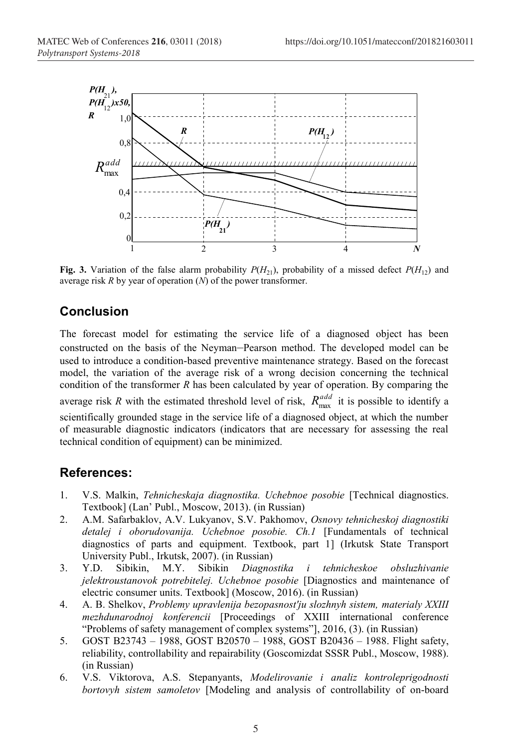**Fig. 3.** Variation of the false alarm probability $P(H_{21})$, probability of a missed defect $P(H_{12})$ and average risk $R$ by year of operation ($N$) of the power transformer.

## Conclusion

The forecast model for estimating the service life of a diagnosed object has been constructed on the basis of the Neyman–Pearson method. The developed model can be used to introduce a condition-based preventive maintenance strategy. Based on the forecast model, the variation of the average risk of a wrong decision concerning the technical condition of the transformer $R$ has been calculated by year of operation. By comparing the average risk $R$ with the estimated threshold level of risk, $R_{\max}^{add}$ it is possible to identify a scientifically grounded stage in the service life of a diagnosed object, at which the number of measurable diagnostic indicators (indicators that are necessary for assessing the real technical condition of equipment) can be minimized.

## References:

1. V.S. Malkin, *Tehnicheskaja diagnostika. Uchebnoe posobie* [Technical diagnostics. Textbook] (Lan' Publ., Moscow, 2013). (in Russian)
2. A.M. Safarbaklov, A.V. Lukyanov, S.V. Pakhomov, *Osnovy tehnicheskoj diagnostiki detalej i oborudovanija. Uchebnoe posobie. Ch.1* [Fundamentals of technical diagnostics of parts and equipment. Textbook, part 1] (Irkutsk State Transport University Publ., Irkutsk, 2007). (in Russian)
3. Y.D. Sibikin, M.Y. Sibikin *Diagnostika i tehnicheskoe obsluzhivanie jelektroustanovok potrebitelej. Uchebnoe posobie* [Diagnostics and maintenance of electric consumer units. Textbook] (Moscow, 2016). (in Russian)
4. A. B. Shelkov, *Problemy upravlenija bezopasnost'ju slozhnyh sistem, materialy XXIII mezhdunarodnoj konferencii* [Proceedings of XXIII international conference "Problems of safety management of complex systems"], 2016, (3). (in Russian)
5. GOST B23743 – 1988, GOST B20570 – 1988, GOST B20436 – 1988. Flight safety, reliability, controllability and repairability (Goscomizdat SSSR Publ., Moscow, 1988). (in Russian)
6. V.S. Viktorova, A.S. Stepanyants, *Modelirovanie i analiz kontroleprigodnosti bortovyh sistem samoletov* [Modeling and analysis of controllability of on-board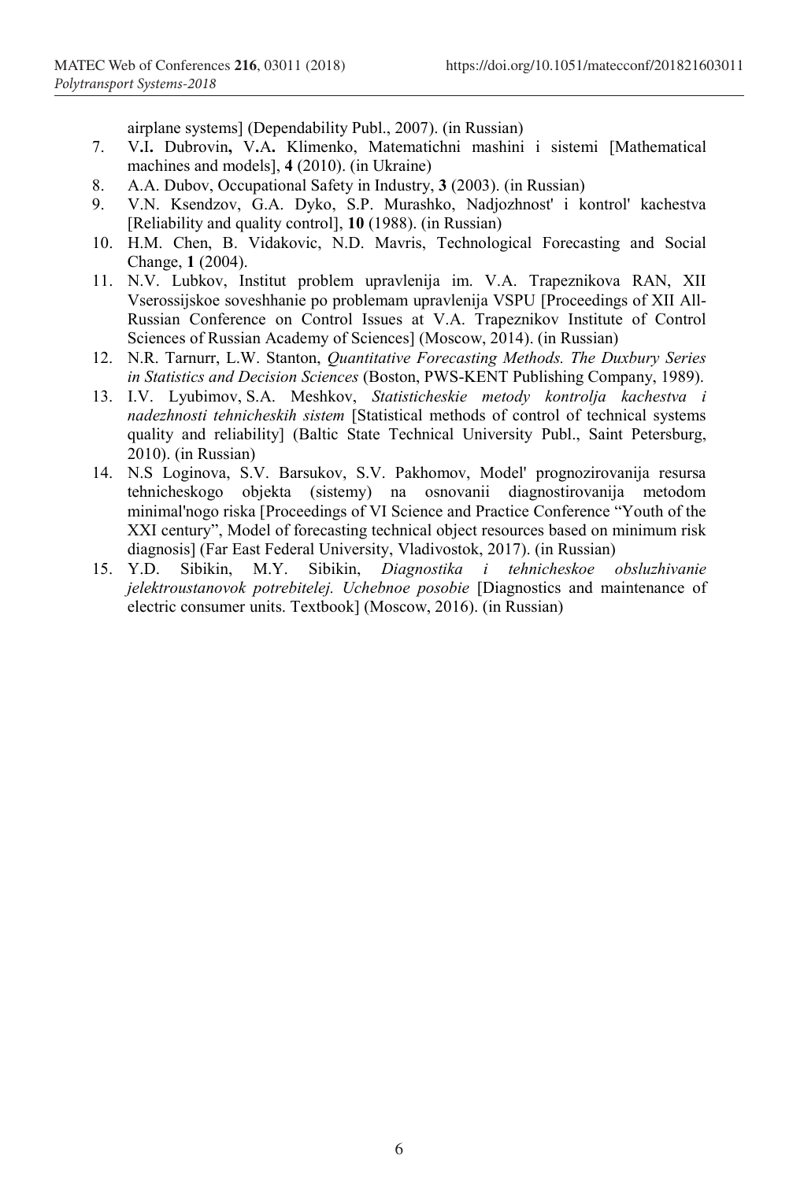airplane systems] (Dependability Publ., 2007). (in Russian)

7. V.I. Dubrovin, V.A. Klimenko, Matematichni mashini i sistemi [Mathematical machines and models], **4** (2010). (in Ukraine)
8. A.A. Dubov, Occupational Safety in Industry, **3** (2003). (in Russian)
9. V.N. Ksendzov, G.A. Dyko, S.P. Murashko, Nadjozhnost' i kontrol' kachestva [Reliability and quality control], **10** (1988). (in Russian)
10. H.M. Chen, B. Vidakovic, N.D. Mavris, Technological Forecasting and Social Change, **1** (2004).
11. N.V. Lubkov, Institut problem upravlenija im. V.A. Trapeznikova RAN, XII Vserossijskoe soveshhanie po problemam upravlenija VSPU [Proceedings of XII All-Russian Conference on Control Issues at V.A. Trapeznikov Institute of Control Sciences of Russian Academy of Sciences] (Moscow, 2014). (in Russian)
12. N.R. Tarnurr, L.W. Stanton, *Quantitative Forecasting Methods. The Duxbury Series in Statistics and Decision Sciences* (Boston, PWS-KENT Publishing Company, 1989).
13. I.V. Lyubimov, S.A. Meshkov, *Statisticheskie metody kontrolja kachestva i nadezhnosti tehnicheskih sistem* [Statistical methods of control of technical systems quality and reliability] (Baltic State Technical University Publ., Saint Petersburg, 2010). (in Russian)
14. N.S Loginova, S.V. Barsukov, S.V. Pakhomov, Model' prognozirovanija resursa tehnicheskogo objekta (sistemy) na osnovanii diagnostirovanija metodom minimal'nogo riska [Proceedings of VI Science and Practice Conference "Youth of the XXI century", Model of forecasting technical object resources based on minimum risk diagnosis] (Far East Federal University, Vladivostok, 2017). (in Russian)
15. Y.D. Sibikin, M.Y. Sibikin, *Diagnostika i tehnicheskoe obsluzhivanie jelektroustanovok potrebitelej. Uchebnoe posobie* [Diagnostics and maintenance of electric consumer units. Textbook] (Moscow, 2016). (in Russian)